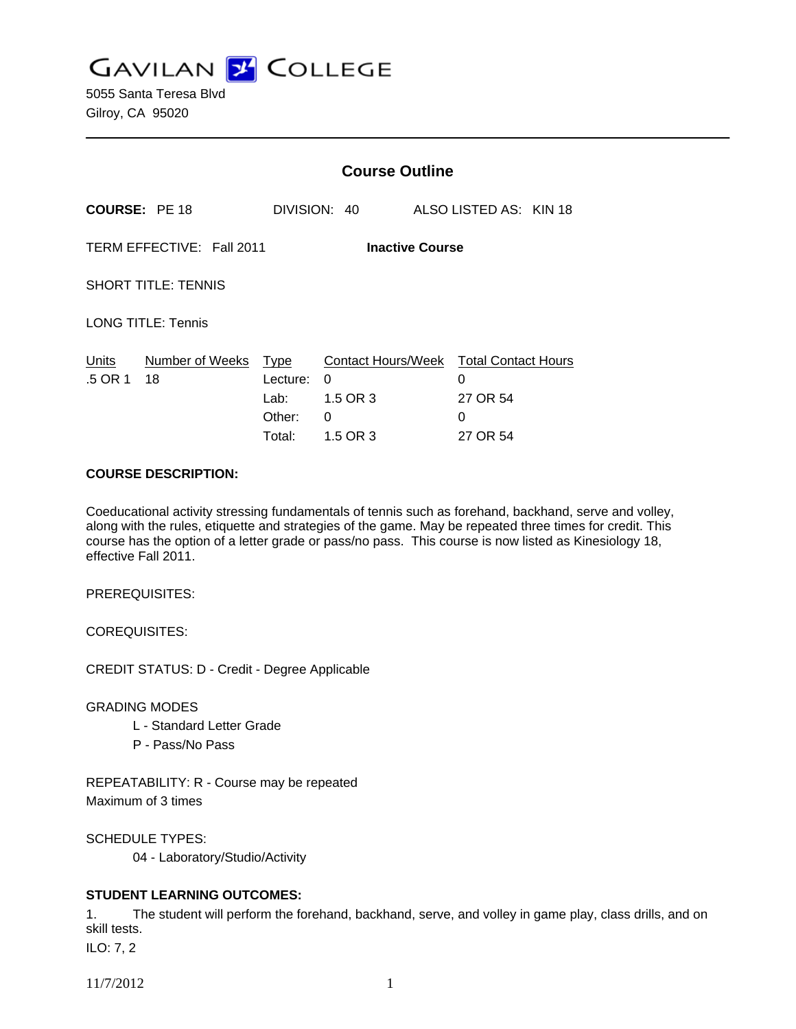# GAVILAN COLLEGE

5055 Santa Teresa Blvd
Gilroy, CA 95020

---

## Course Outline

**COURSE:** PE 18 DIVISION: 40 ALSO LISTED AS: KIN 18

TERM EFFECTIVE: Fall 2011 **Inactive Course**

SHORT TITLE: TENNIS

LONG TITLE: Tennis

| Units | Number of Weeks | Type | Contact Hours/Week | Total Contact Hours |
|---|---|---|---|---|
| .5 OR 1 | 18 | Lecture: | 0 | 0 |
| | | Lab: | 1.5 OR 3 | 27 OR 54 |
| | | Other: | 0 | 0 |
| | | Total: | 1.5 OR 3 | 27 OR 54 |

**COURSE DESCRIPTION:**

Coeducational activity stressing fundamentals of tennis such as forehand, backhand, serve and volley, along with the rules, etiquette and strategies of the game. May be repeated three times for credit. This course has the option of a letter grade or pass/no pass. This course is now listed as Kinesiology 18, effective Fall 2011.

PREREQUISITES:

COREQUISITES:

CREDIT STATUS: D - Credit - Degree Applicable

GRADING MODES

L - Standard Letter Grade
P - Pass/No Pass

REPEATABILITY: R - Course may be repeated
Maximum of 3 times

SCHEDULE TYPES:

04 - Laboratory/Studio/Activity

**STUDENT LEARNING OUTCOMES:**

1. The student will perform the forehand, backhand, serve, and volley in game play, class drills, and on skill tests.

ILO: 7, 2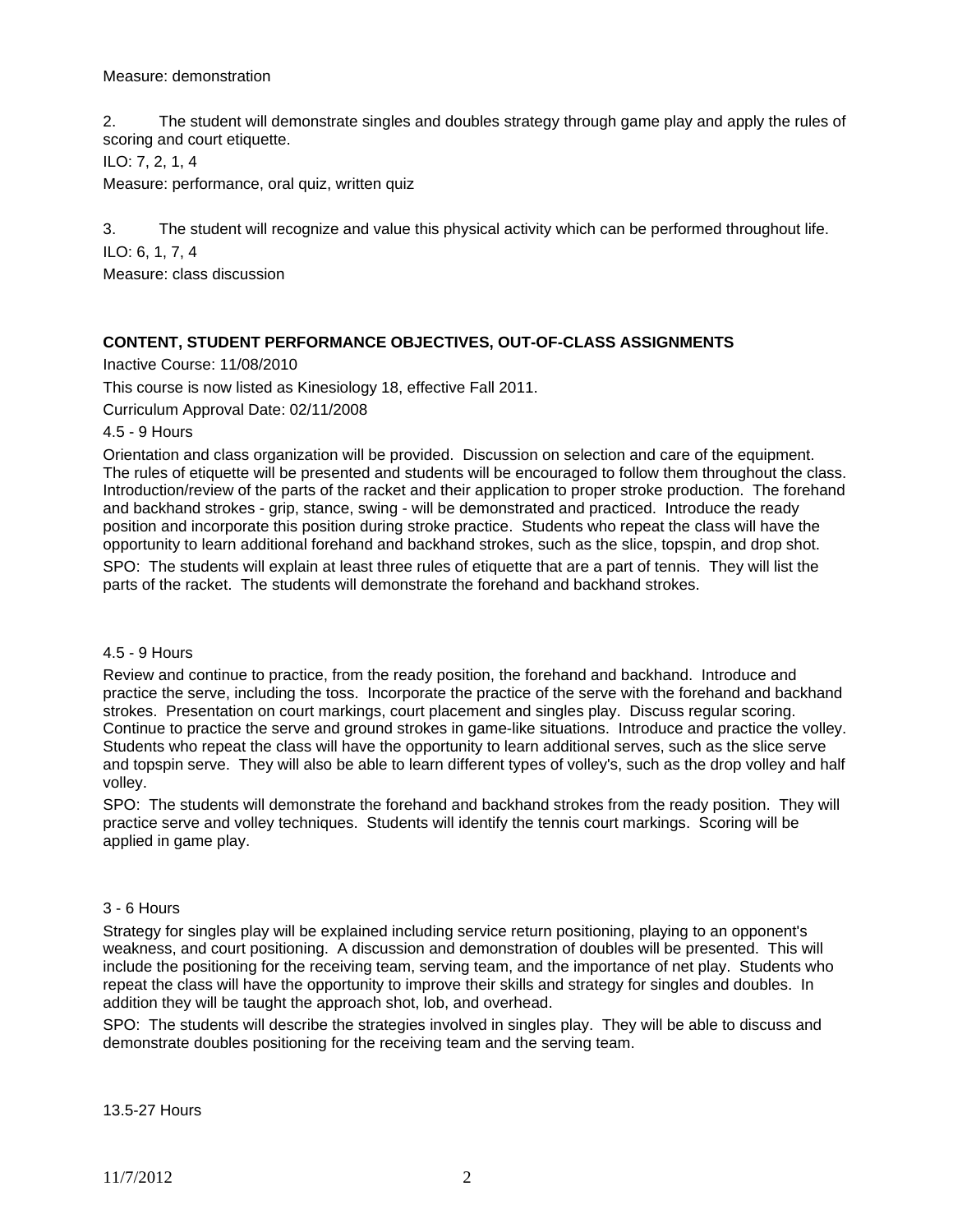Measure: demonstration

2. The student will demonstrate singles and doubles strategy through game play and apply the rules of scoring and court etiquette.

ILO: 7, 2, 1, 4

Measure: performance, oral quiz, written quiz

3. The student will recognize and value this physical activity which can be performed throughout life.

ILO: 6, 1, 7, 4

Measure: class discussion

**CONTENT, STUDENT PERFORMANCE OBJECTIVES, OUT-OF-CLASS ASSIGNMENTS**

Inactive Course: 11/08/2010

This course is now listed as Kinesiology 18, effective Fall 2011.

Curriculum Approval Date: 02/11/2008

4.5 - 9 Hours

Orientation and class organization will be provided. Discussion on selection and care of the equipment. The rules of etiquette will be presented and students will be encouraged to follow them throughout the class. Introduction/review of the parts of the racket and their application to proper stroke production. The forehand and backhand strokes - grip, stance, swing - will be demonstrated and practiced. Introduce the ready position and incorporate this position during stroke practice. Students who repeat the class will have the opportunity to learn additional forehand and backhand strokes, such as the slice, topspin, and drop shot.

SPO: The students will explain at least three rules of etiquette that are a part of tennis. They will list the parts of the racket. The students will demonstrate the forehand and backhand strokes.

4.5 - 9 Hours

Review and continue to practice, from the ready position, the forehand and backhand. Introduce and practice the serve, including the toss. Incorporate the practice of the serve with the forehand and backhand strokes. Presentation on court markings, court placement and singles play. Discuss regular scoring. Continue to practice the serve and ground strokes in game-like situations. Introduce and practice the volley. Students who repeat the class will have the opportunity to learn additional serves, such as the slice serve and topspin serve. They will also be able to learn different types of volley's, such as the drop volley and half volley.

SPO: The students will demonstrate the forehand and backhand strokes from the ready position. They will practice serve and volley techniques. Students will identify the tennis court markings. Scoring will be applied in game play.

3 - 6 Hours

Strategy for singles play will be explained including service return positioning, playing to an opponent's weakness, and court positioning. A discussion and demonstration of doubles will be presented. This will include the positioning for the receiving team, serving team, and the importance of net play. Students who repeat the class will have the opportunity to improve their skills and strategy for singles and doubles. In addition they will be taught the approach shot, lob, and overhead.

SPO: The students will describe the strategies involved in singles play. They will be able to discuss and demonstrate doubles positioning for the receiving team and the serving team.

13.5-27 Hours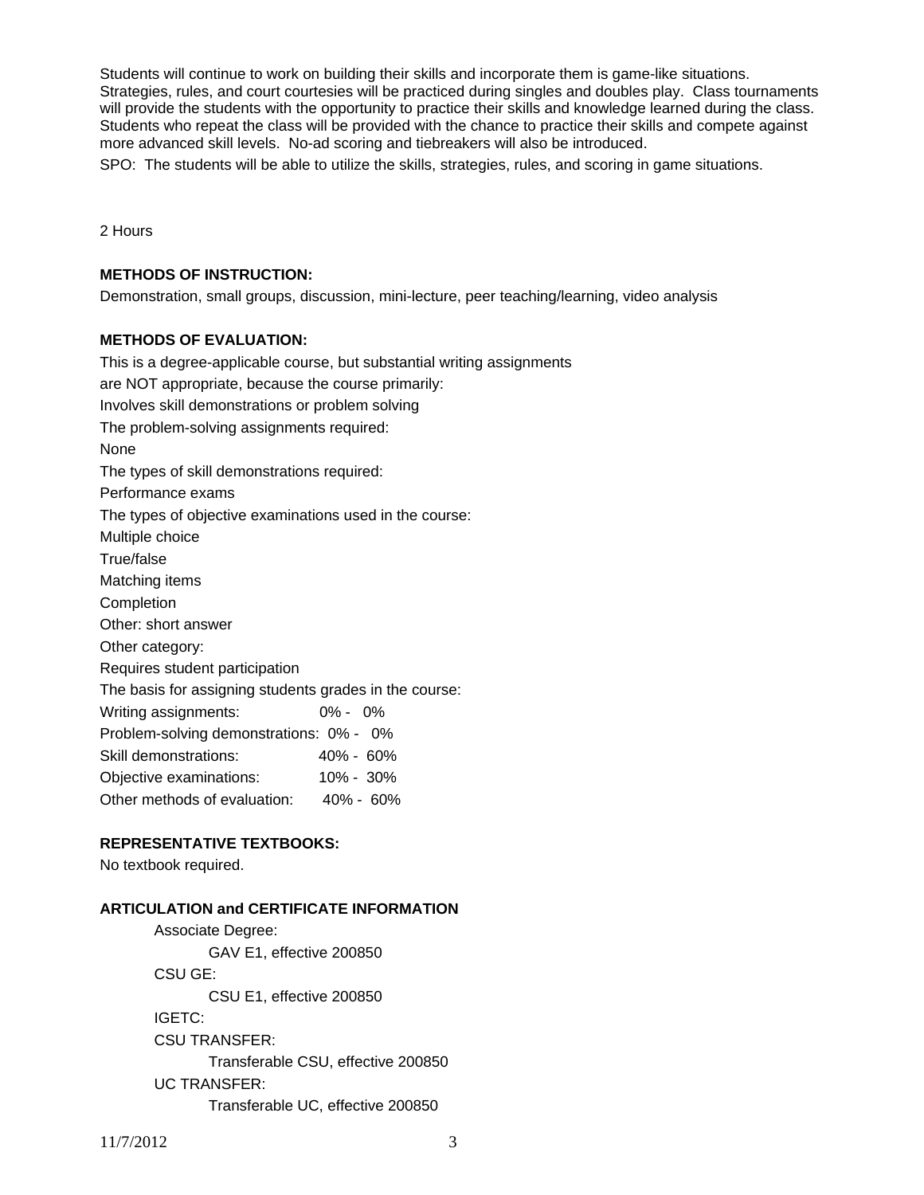Students will continue to work on building their skills and incorporate them is game-like situations. Strategies, rules, and court courtesies will be practiced during singles and doubles play. Class tournaments will provide the students with the opportunity to practice their skills and knowledge learned during the class. Students who repeat the class will be provided with the chance to practice their skills and compete against more advanced skill levels. No-ad scoring and tiebreakers will also be introduced.

SPO: The students will be able to utilize the skills, strategies, rules, and scoring in game situations.

2 Hours

**METHODS OF INSTRUCTION:**

Demonstration, small groups, discussion, mini-lecture, peer teaching/learning, video analysis

**METHODS OF EVALUATION:**

This is a degree-applicable course, but substantial writing assignments are NOT appropriate, because the course primarily:

Involves skill demonstrations or problem solving

The problem-solving assignments required:

None

The types of skill demonstrations required:

Performance exams

The types of objective examinations used in the course:

Multiple choice

True/false

Matching items

Completion

Other: short answer

Other category:

Requires student participation

The basis for assigning students grades in the course:

| | |
|---|---|
| Writing assignments: | 0% - 0% |
| Problem-solving demonstrations: | 0% - 0% |
| Skill demonstrations: | 40% - 60% |
| Objective examinations: | 10% - 30% |
| Other methods of evaluation: | 40% - 60% |

**REPRESENTATIVE TEXTBOOKS:**

No textbook required.

**ARTICULATION and CERTIFICATE INFORMATION**

Associate Degree:
- GAV E1, effective 200850

CSU GE:
- CSU E1, effective 200850

IGETC:

CSU TRANSFER:
- Transferable CSU, effective 200850

UC TRANSFER:
- Transferable UC, effective 200850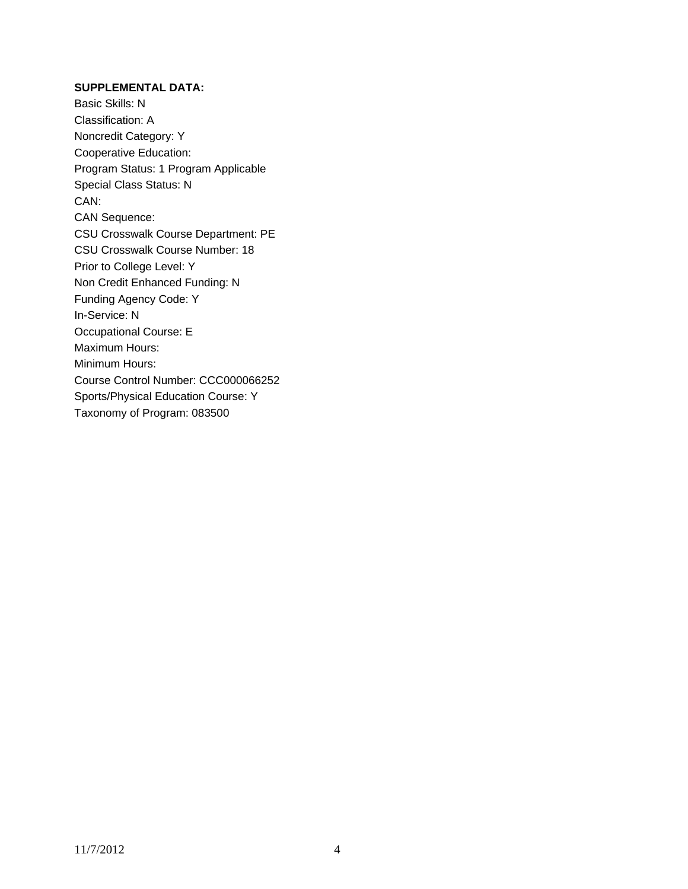**SUPPLEMENTAL DATA:**

Basic Skills: N
Classification: A
Noncredit Category: Y
Cooperative Education:
Program Status: 1 Program Applicable
Special Class Status: N
CAN:
CAN Sequence:
CSU Crosswalk Course Department: PE
CSU Crosswalk Course Number: 18
Prior to College Level: Y
Non Credit Enhanced Funding: N
Funding Agency Code: Y
In-Service: N
Occupational Course: E
Maximum Hours:
Minimum Hours:
Course Control Number: CCC000066252
Sports/Physical Education Course: Y
Taxonomy of Program: 083500